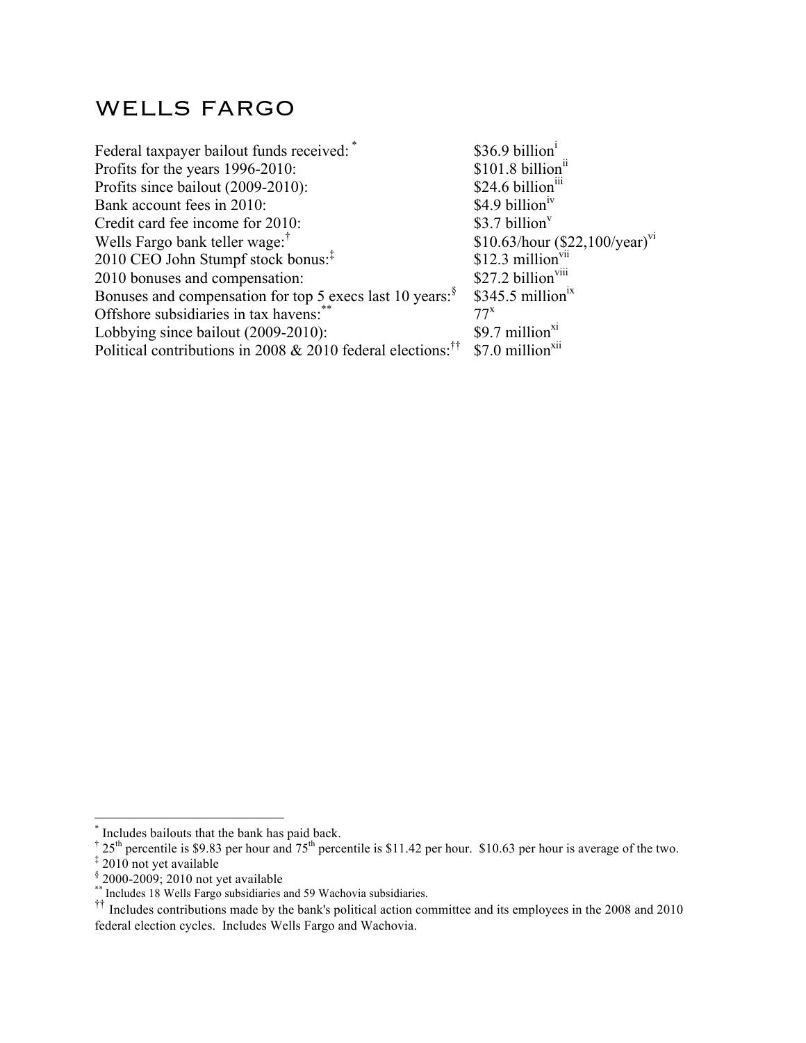# WELLS FARGO

| | |
|---|---|
| Federal taxpayer bailout funds received: [*] | $36.9 billion[i] |
| Profits for the years 1996-2010: | $101.8 billion[ii] |
| Profits since bailout (2009-2010): | $24.6 billion[iii] |
| Bank account fees in 2010: | $4.9 billion[iv] |
| Credit card fee income for 2010: | $3.7 billion[v] |
| Wells Fargo bank teller wage:[†] | $10.63/hour ($22,100/year)[vi] |
| 2010 CEO John Stumpf stock bonus:[‡] | $12.3 million[vii] |
| 2010 bonuses and compensation: | $27.2 billion[viii] |
| Bonuses and compensation for top 5 execs last 10 years:[§] | $345.5 million[ix] |
| Offshore subsidiaries in tax havens:[**] | 77[x] |
| Lobbying since bailout (2009-2010): | $9.7 million[xi] |
| Political contributions in 2008 & 2010 federal elections:[††] | $7.0 million[xii] |

---

[*] Includes bailouts that the bank has paid back.

[†] 25th percentile is $9.83 per hour and 75th percentile is $11.42 per hour. $10.63 per hour is average of the two.

[‡] 2010 not yet available

[§] 2000-2009; 2010 not yet available

[**] Includes 18 Wells Fargo subsidiaries and 59 Wachovia subsidiaries.

[††] Includes contributions made by the bank's political action committee and its employees in the 2008 and 2010 federal election cycles. Includes Wells Fargo and Wachovia.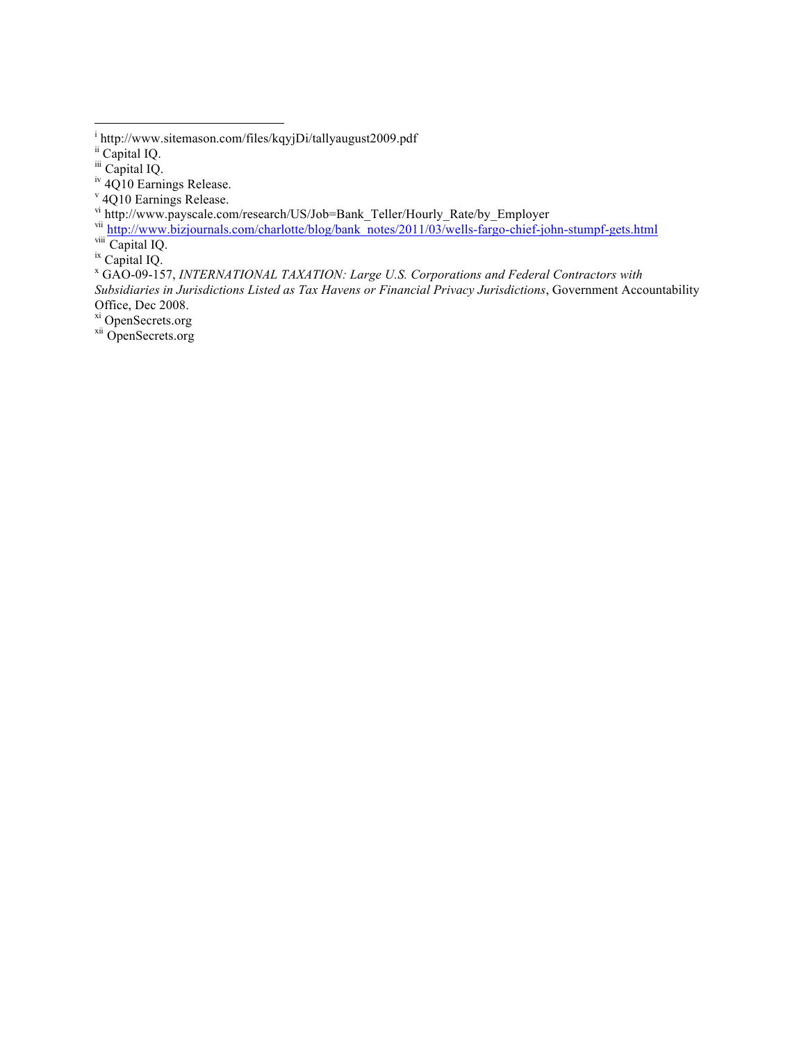---

[i] http://www.sitemason.com/files/kqyjDi/tallyaugust2009.pdf

[ii] Capital IQ.

[iii] Capital IQ.

[iv] 4Q10 Earnings Release.

[v] 4Q10 Earnings Release.

[vi] http://www.payscale.com/research/US/Job=Bank_Teller/Hourly_Rate/by_Employer

[vii] http://www.bizjournals.com/charlotte/blog/bank_notes/2011/03/wells-fargo-chief-john-stumpf-gets.html

[viii] Capital IQ.

[ix] Capital IQ.

[x] GAO-09-157, *INTERNATIONAL TAXATION: Large U.S. Corporations and Federal Contractors with Subsidiaries in Jurisdictions Listed as Tax Havens or Financial Privacy Jurisdictions*, Government Accountability Office, Dec 2008.

[xi] OpenSecrets.org

[xii] OpenSecrets.org